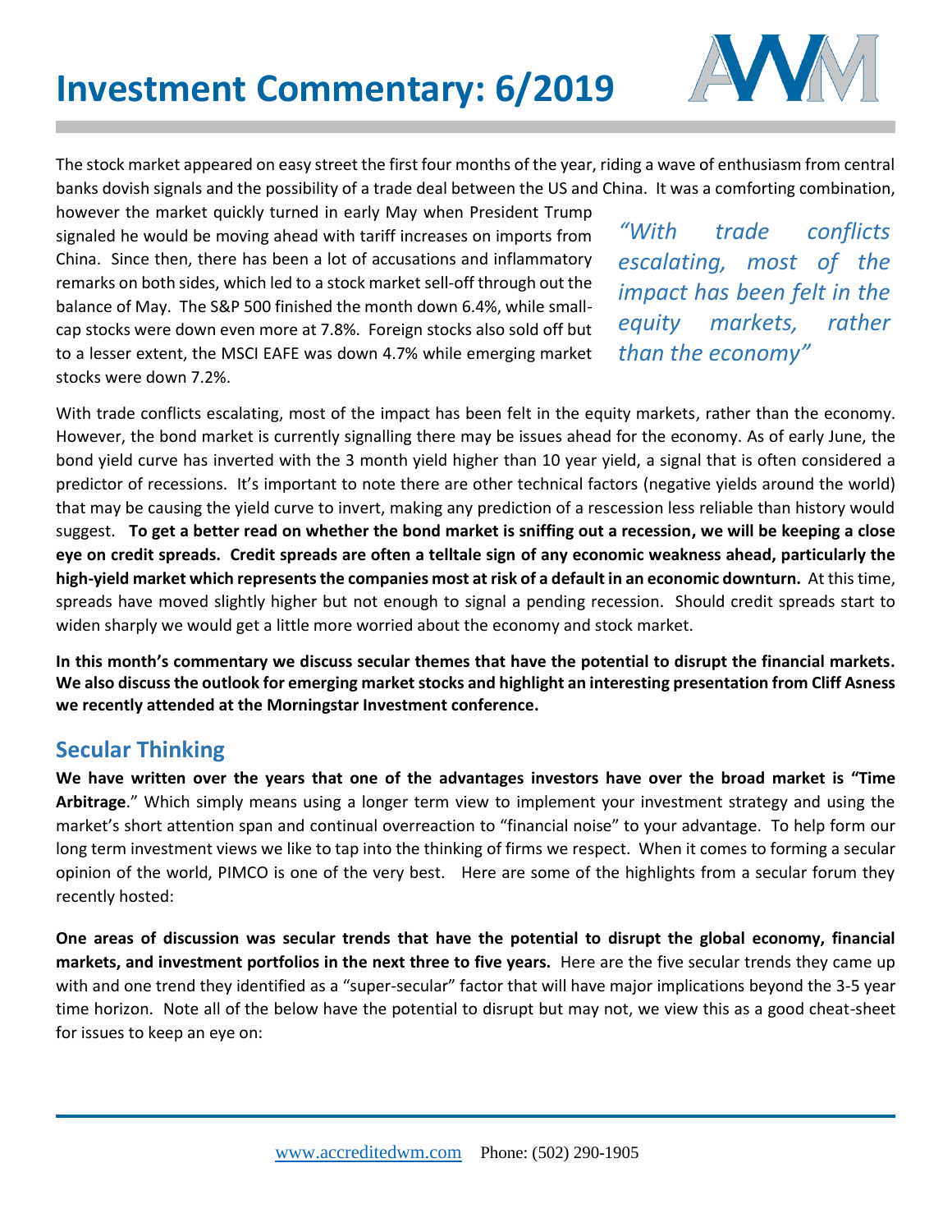# Investment Commentary: 6/2019

The stock market appeared on easy street the first four months of the year, riding a wave of enthusiasm from central banks dovish signals and the possibility of a trade deal between the US and China. It was a comforting combination, however the market quickly turned in early May when President Trump signaled he would be moving ahead with tariff increases on imports from China. Since then, there has been a lot of accusations and inflammatory remarks on both sides, which led to a stock market sell-off through out the balance of May. The S&P 500 finished the month down 6.4%, while small-cap stocks were down even more at 7.8%. Foreign stocks also sold off but to a lesser extent, the MSCI EAFE was down 4.7% while emerging market stocks were down 7.2%.

*"With trade conflicts escalating, most of the impact has been felt in the equity markets, rather than the economy"*

With trade conflicts escalating, most of the impact has been felt in the equity markets, rather than the economy. However, the bond market is currently signalling there may be issues ahead for the economy. As of early June, the bond yield curve has inverted with the 3 month yield higher than 10 year yield, a signal that is often considered a predictor of recessions. It's important to note there are other technical factors (negative yields around the world) that may be causing the yield curve to invert, making any prediction of a rescession less reliable than history would suggest. **To get a better read on whether the bond market is sniffing out a recession, we will be keeping a close eye on credit spreads. Credit spreads are often a telltale sign of any economic weakness ahead, particularly the high-yield market which represents the companies most at risk of a default in an economic downturn.** At this time, spreads have moved slightly higher but not enough to signal a pending recession. Should credit spreads start to widen sharply we would get a little more worried about the economy and stock market.

**In this month's commentary we discuss secular themes that have the potential to disrupt the financial markets. We also discuss the outlook for emerging market stocks and highlight an interesting presentation from Cliff Asness we recently attended at the Morningstar Investment conference.**

## Secular Thinking

**We have written over the years that one of the advantages investors have over the broad market is "Time Arbitrage**." Which simply means using a longer term view to implement your investment strategy and using the market's short attention span and continual overreaction to "financial noise" to your advantage. To help form our long term investment views we like to tap into the thinking of firms we respect. When it comes to forming a secular opinion of the world, PIMCO is one of the very best. Here are some of the highlights from a secular forum they recently hosted:

**One areas of discussion was secular trends that have the potential to disrupt the global economy, financial markets, and investment portfolios in the next three to five years.** Here are the five secular trends they came up with and one trend they identified as a "super-secular" factor that will have major implications beyond the 3-5 year time horizon. Note all of the below have the potential to disrupt but may not, we view this as a good cheat-sheet for issues to keep an eye on: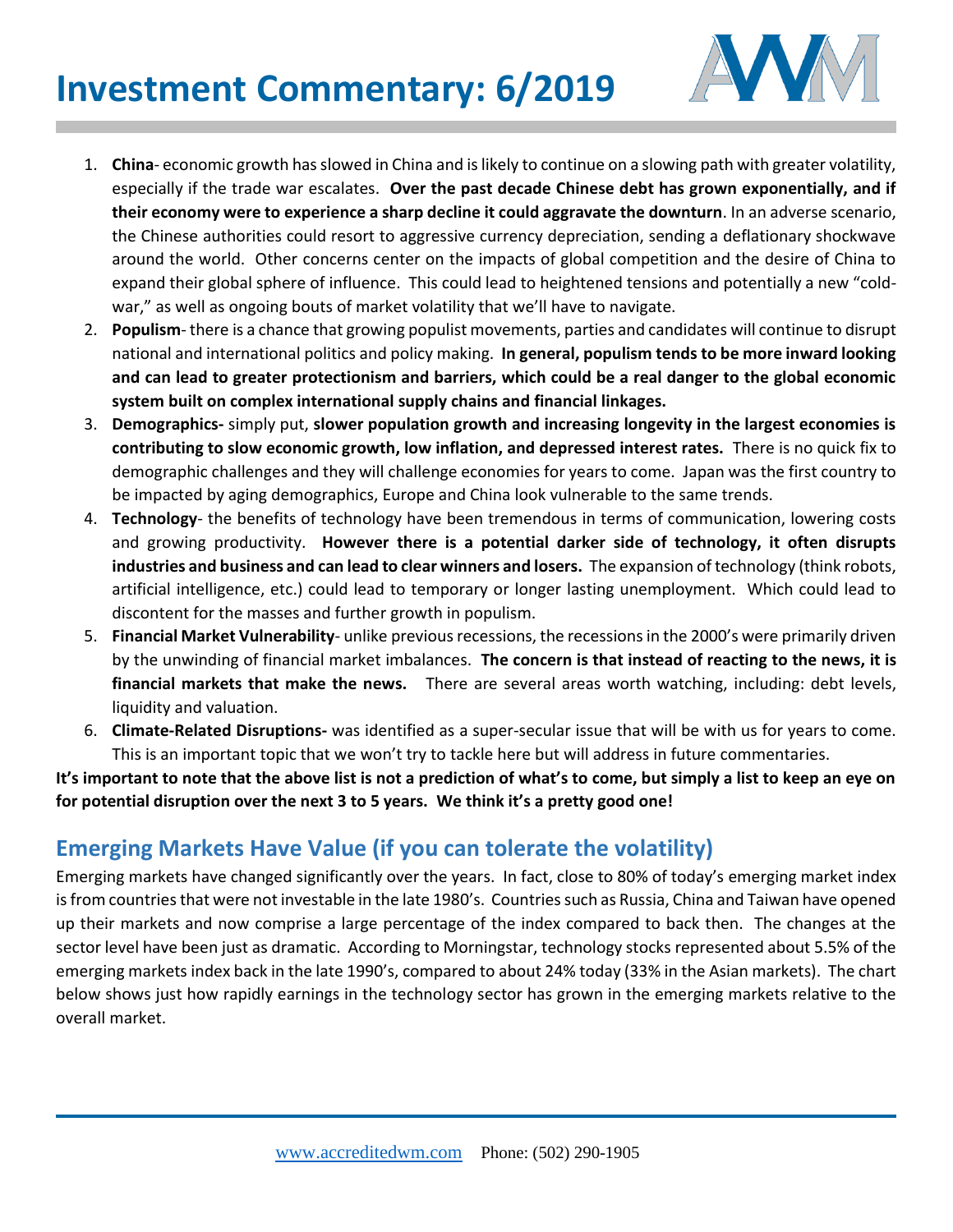1. **China**- economic growth has slowed in China and is likely to continue on a slowing path with greater volatility, especially if the trade war escalates. **Over the past decade Chinese debt has grown exponentially, and if their economy were to experience a sharp decline it could aggravate the downturn**. In an adverse scenario, the Chinese authorities could resort to aggressive currency depreciation, sending a deflationary shockwave around the world. Other concerns center on the impacts of global competition and the desire of China to expand their global sphere of influence. This could lead to heightened tensions and potentially a new "cold-war," as well as ongoing bouts of market volatility that we'll have to navigate.
2. **Populism**- there is a chance that growing populist movements, parties and candidates will continue to disrupt national and international politics and policy making. **In general, populism tends to be more inward looking and can lead to greater protectionism and barriers, which could be a real danger to the global economic system built on complex international supply chains and financial linkages.**
3. **Demographics-** simply put, **slower population growth and increasing longevity in the largest economies is contributing to slow economic growth, low inflation, and depressed interest rates.** There is no quick fix to demographic challenges and they will challenge economies for years to come. Japan was the first country to be impacted by aging demographics, Europe and China look vulnerable to the same trends.
4. **Technology**- the benefits of technology have been tremendous in terms of communication, lowering costs and growing productivity. **However there is a potential darker side of technology, it often disrupts industries and business and can lead to clear winners and losers.** The expansion of technology (think robots, artificial intelligence, etc.) could lead to temporary or longer lasting unemployment. Which could lead to discontent for the masses and further growth in populism.
5. **Financial Market Vulnerability**- unlike previous recessions, the recessions in the 2000's were primarily driven by the unwinding of financial market imbalances. **The concern is that instead of reacting to the news, it is financial markets that make the news.** There are several areas worth watching, including: debt levels, liquidity and valuation.
6. **Climate-Related Disruptions-** was identified as a super-secular issue that will be with us for years to come. This is an important topic that we won't try to tackle here but will address in future commentaries.

**It's important to note that the above list is not a prediction of what's to come, but simply a list to keep an eye on for potential disruption over the next 3 to 5 years. We think it's a pretty good one!**

## Emerging Markets Have Value (if you can tolerate the volatility)

Emerging markets have changed significantly over the years. In fact, close to 80% of today's emerging market index is from countries that were not investable in the late 1980's. Countries such as Russia, China and Taiwan have opened up their markets and now comprise a large percentage of the index compared to back then. The changes at the sector level have been just as dramatic. According to Morningstar, technology stocks represented about 5.5% of the emerging markets index back in the late 1990's, compared to about 24% today (33% in the Asian markets). The chart below shows just how rapidly earnings in the technology sector has grown in the emerging markets relative to the overall market.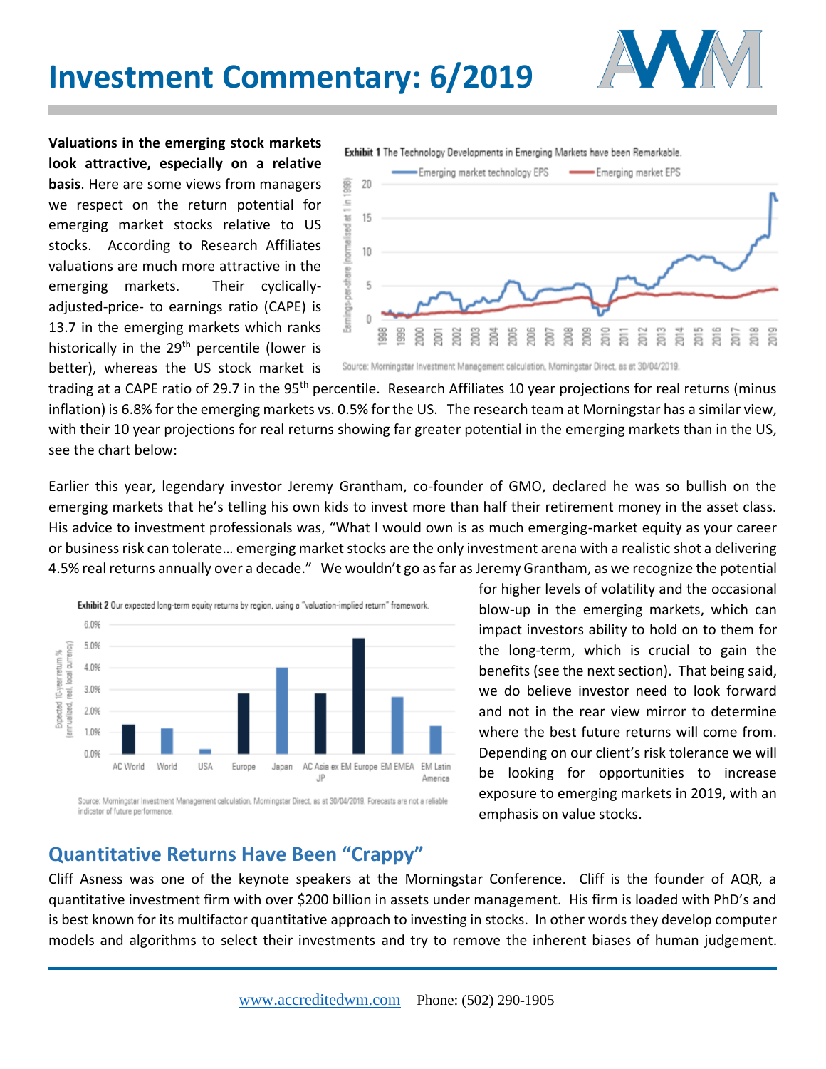# Investment Commentary: 6/2019

**Valuations in the emerging stock markets look attractive, especially on a relative basis**. Here are some views from managers we respect on the return potential for emerging market stocks relative to US stocks. According to Research Affiliates valuations are much more attractive in the emerging markets. Their cyclically-adjusted-price- to earnings ratio (CAPE) is 13.7 in the emerging markets which ranks historically in the 29th percentile (lower is better), whereas the US stock market is trading at a CAPE ratio of 29.7 in the 95th percentile. Research Affiliates 10 year projections for real returns (minus inflation) is 6.8% for the emerging markets vs. 0.5% for the US. The research team at Morningstar has a similar view, with their 10 year projections for real returns showing far greater potential in the emerging markets than in the US, see the chart below:

**Exhibit 1** The Technology Developments in Emerging Markets have been Remarkable.

Source: Morningstar Investment Management calculation, Morningstar Direct, as at 30/04/2019.

Earlier this year, legendary investor Jeremy Grantham, co-founder of GMO, declared he was so bullish on the emerging markets that he's telling his own kids to invest more than half their retirement money in the asset class. His advice to investment professionals was, "What I would own is as much emerging-market equity as your career or business risk can tolerate… emerging market stocks are the only investment arena with a realistic shot a delivering 4.5% real returns annually over a decade." We wouldn't go as far as Jeremy Grantham, as we recognize the potential for higher levels of volatility and the occasional blow-up in the emerging markets, which can impact investors ability to hold on to them for the long-term, which is crucial to gain the benefits (see the next section). That being said, we do believe investor need to look forward and not in the rear view mirror to determine where the best future returns will come from. Depending on our client's risk tolerance we will be looking for opportunities to increase exposure to emerging markets in 2019, with an emphasis on value stocks.

**Exhibit 2** Our expected long-term equity returns by region, using a "valuation-implied return" framework.

Source: Morningstar Investment Management calculation, Morningstar Direct, as at 30/04/2019. Forecasts are not a reliable indicator of future performance.

## Quantitative Returns Have Been "Crappy"

Cliff Asness was one of the keynote speakers at the Morningstar Conference. Cliff is the founder of AQR, a quantitative investment firm with over $200 billion in assets under management. His firm is loaded with PhD's and is best known for its multifactor quantitative approach to investing in stocks. In other words they develop computer models and algorithms to select their investments and try to remove the inherent biases of human judgement.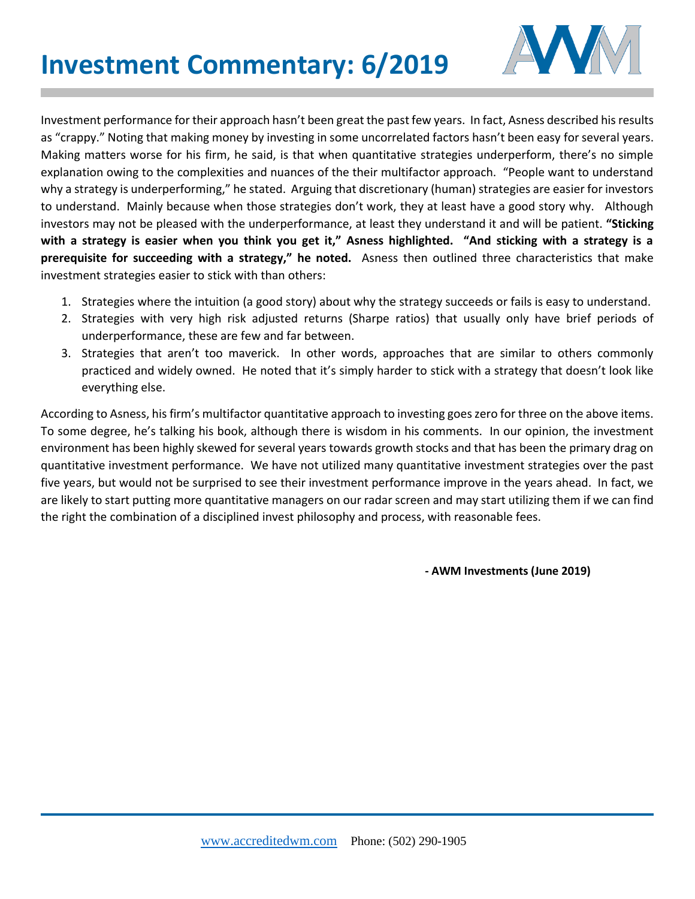Investment performance for their approach hasn't been great the past few years. In fact, Asness described his results as "crappy." Noting that making money by investing in some uncorrelated factors hasn't been easy for several years. Making matters worse for his firm, he said, is that when quantitative strategies underperform, there's no simple explanation owing to the complexities and nuances of the their multifactor approach. "People want to understand why a strategy is underperforming," he stated. Arguing that discretionary (human) strategies are easier for investors to understand. Mainly because when those strategies don't work, they at least have a good story why. Although investors may not be pleased with the underperformance, at least they understand it and will be patient. **"Sticking with a strategy is easier when you think you get it," Asness highlighted. "And sticking with a strategy is a prerequisite for succeeding with a strategy," he noted.** Asness then outlined three characteristics that make investment strategies easier to stick with than others:

1. Strategies where the intuition (a good story) about why the strategy succeeds or fails is easy to understand.
2. Strategies with very high risk adjusted returns (Sharpe ratios) that usually only have brief periods of underperformance, these are few and far between.
3. Strategies that aren't too maverick. In other words, approaches that are similar to others commonly practiced and widely owned. He noted that it's simply harder to stick with a strategy that doesn't look like everything else.

According to Asness, his firm's multifactor quantitative approach to investing goes zero for three on the above items. To some degree, he's talking his book, although there is wisdom in his comments. In our opinion, the investment environment has been highly skewed for several years towards growth stocks and that has been the primary drag on quantitative investment performance. We have not utilized many quantitative investment strategies over the past five years, but would not be surprised to see their investment performance improve in the years ahead. In fact, we are likely to start putting more quantitative managers on our radar screen and may start utilizing them if we can find the right the combination of a disciplined invest philosophy and process, with reasonable fees.

**- AWM Investments (June 2019)**